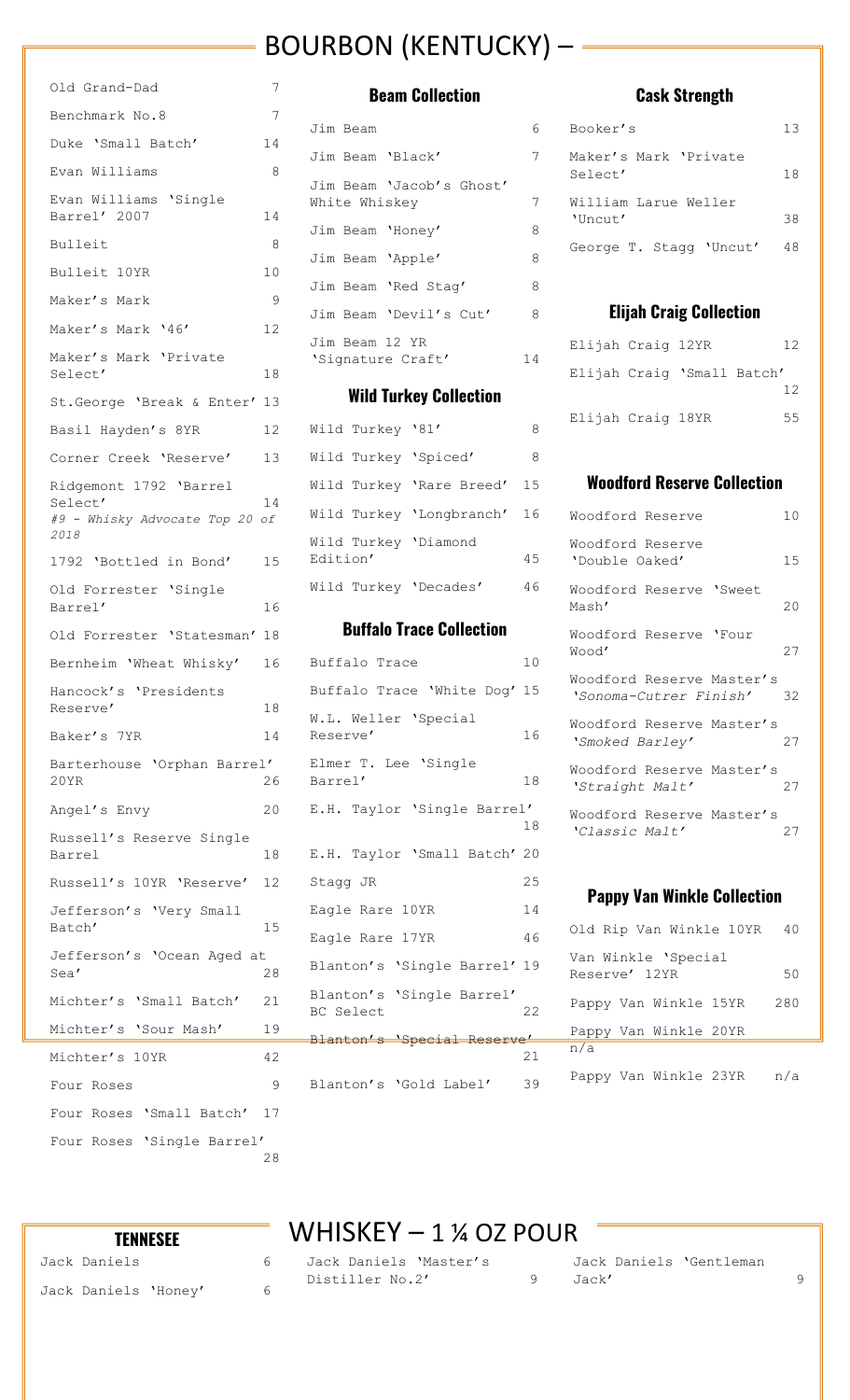# BOURBON (KENTUCKY) –

| Item | Price |
|---|---|
| Old Grand-Dad | 7 |
| Benchmark No.8 | 7 |
| Duke 'Small Batch' | 14 |
| Evan Williams | 8 |
| Evan Williams 'Single Barrel' 2007 | 14 |
| Bulleit | 8 |
| Bulleit 10YR | 10 |
| Maker's Mark | 9 |
| Maker's Mark '46' | 12 |
| Maker's Mark 'Private Select' | 18 |
| St.George 'Break & Enter' | 13 |
| Basil Hayden's 8YR | 12 |
| Corner Creek 'Reserve' | 13 |
| Ridgemont 1792 'Barrel Select' *#9 - Whisky Advocate Top 20 of 2018* | 14 |
| 1792 'Bottled in Bond' | 15 |
| Old Forrester 'Single Barrel' | 16 |
| Old Forrester 'Statesman' | 18 |
| Bernheim 'Wheat Whisky' | 16 |
| Hancock's 'Presidents Reserve' | 18 |
| Baker's 7YR | 14 |
| Barterhouse 'Orphan Barrel' 20YR | 26 |
| Angel's Envy | 20 |
| Russell's Reserve Single Barrel | 18 |
| Russell's 10YR 'Reserve' | 12 |
| Jefferson's 'Very Small Batch' | 15 |
| Jefferson's 'Ocean Aged at Sea' | 28 |
| Michter's 'Small Batch' | 21 |
| Michter's 'Sour Mash' | 19 |
| Michter's 10YR | 42 |
| Four Roses | 9 |
| Four Roses 'Small Batch' | 17 |
| Four Roses 'Single Barrel' | 28 |

## Beam Collection

| Item | Price |
|---|---|
| Jim Beam | 6 |
| Jim Beam 'Black' | 7 |
| Jim Beam 'Jacob's Ghost' White Whiskey | 7 |
| Jim Beam 'Honey' | 8 |
| Jim Beam 'Apple' | 8 |
| Jim Beam 'Red Stag' | 8 |
| Jim Beam 'Devil's Cut' | 8 |
| Jim Beam 12 YR 'Signature Craft' | 14 |

## Wild Turkey Collection

| Item | Price |
|---|---|
| Wild Turkey '81' | 8 |
| Wild Turkey 'Spiced' | 8 |
| Wild Turkey 'Rare Breed' | 15 |
| Wild Turkey 'Longbranch' | 16 |
| Wild Turkey 'Diamond Edition' | 45 |
| Wild Turkey 'Decades' | 46 |

## Buffalo Trace Collection

| Item | Price |
|---|---|
| Buffalo Trace | 10 |
| Buffalo Trace 'White Dog' | 15 |
| W.L. Weller 'Special Reserve' | 16 |
| Elmer T. Lee 'Single Barrel' | 18 |
| E.H. Taylor 'Single Barrel' | 18 |
| E.H. Taylor 'Small Batch' | 20 |
| Stagg JR | 25 |
| Eagle Rare 10YR | 14 |
| Eagle Rare 17YR | 46 |
| Blanton's 'Single Barrel' | 19 |
| Blanton's 'Single Barrel' BC Select | 22 |
| Blanton's 'Special Reserve' | 21 |
| Blanton's 'Gold Label' | 39 |

## Cask Strength

| Item | Price |
|---|---|
| Booker's | 13 |
| Maker's Mark 'Private Select' | 18 |
| William Larue Weller 'Uncut' | 38 |
| George T. Stagg 'Uncut' | 48 |

## Elijah Craig Collection

| Item | Price |
|---|---|
| Elijah Craig 12YR | 12 |
| Elijah Craig 'Small Batch' | 12 |
| Elijah Craig 18YR | 55 |

## Woodford Reserve Collection

| Item | Price |
|---|---|
| Woodford Reserve | 10 |
| Woodford Reserve 'Double Oaked' | 15 |
| Woodford Reserve 'Sweet Mash' | 20 |
| Woodford Reserve 'Four Wood' | 27 |
| Woodford Reserve Master's *'Sonoma-Cutrer Finish'* | 32 |
| Woodford Reserve Master's *'Smoked Barley'* | 27 |
| Woodford Reserve Master's *'Straight Malt'* | 27 |
| Woodford Reserve Master's *'Classic Malt'* | 27 |

## Pappy Van Winkle Collection

| Item | Price |
|---|---|
| Old Rip Van Winkle 10YR | 40 |
| Van Winkle 'Special Reserve' 12YR | 50 |
| Pappy Van Winkle 15YR | 280 |
| Pappy Van Winkle 20YR | n/a |
| Pappy Van Winkle 23YR | n/a |

# TENNESEE WHISKEY – 1 ¼ OZ POUR

| Item | Price |
|---|---|
| Jack Daniels | 6 |
| Jack Daniels 'Honey' | 6 |
| Jack Daniels 'Master's Distiller No.2' | 9 |
| Jack Daniels 'Gentleman Jack' | 9 |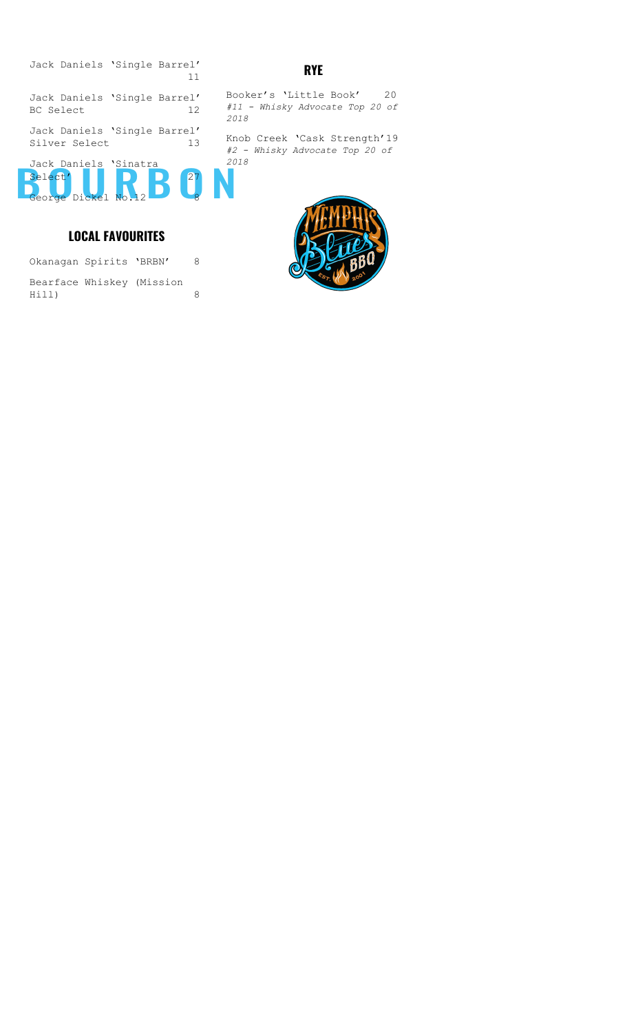Jack Daniels 'Single Barrel' 11

Jack Daniels 'Single Barrel' BC Select 12

Jack Daniels 'Single Barrel' Silver Select 13

Jack Daniels 'Sinatra Select' 27

George Dickel No.12 8

# BOURBON

## LOCAL FAVOURITES

Okanagan Spirits 'BRBN' 8

Bearface Whiskey (Mission Hill) 8

## RYE

Booker's 'Little Book' 20
*#11 - Whisky Advocate Top 20 of 2018*

Knob Creek 'Cask Strength' 19
*#2 - Whisky Advocate Top 20 of 2018*